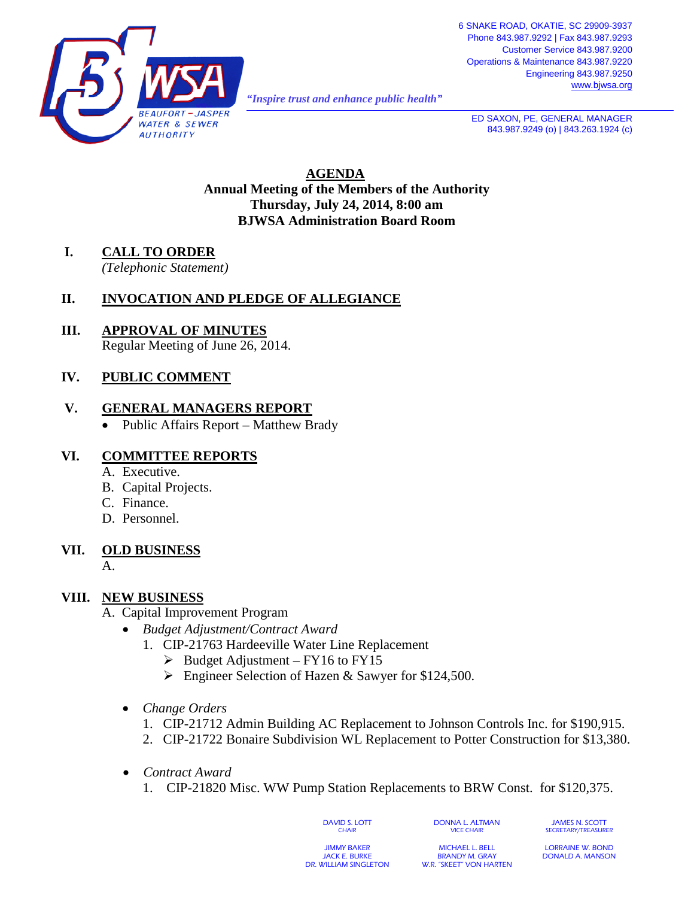6 SNAKE ROAD, OKATIE, SC 29909-3937
Phone 843.987.9292 | Fax 843.987.9293
Customer Service 843.987.9200
Operations & Maintenance 843.987.9220
Engineering 843.987.9250
www.bjwsa.org

BEAUFORT – JASPER WATER & SEWER AUTHORITY

*"Inspire trust and enhance public health"*

ED SAXON, PE, GENERAL MANAGER
843.987.9249 (o) | 843.263.1924 (c)

# AGENDA

**Annual Meeting of the Members of the Authority**
**Thursday, July 24, 2014, 8:00 am**
**BJWSA Administration Board Room**

## I. CALL TO ORDER

*(Telephonic Statement)*

## II. INVOCATION AND PLEDGE OF ALLEGIANCE

## III. APPROVAL OF MINUTES

Regular Meeting of June 26, 2014.

## IV. PUBLIC COMMENT

## V. GENERAL MANAGERS REPORT

- Public Affairs Report – Matthew Brady

## VI. COMMITTEE REPORTS

A. Executive.
B. Capital Projects.
C. Finance.
D. Personnel.

## VII. OLD BUSINESS

A.

## VIII. NEW BUSINESS

A. Capital Improvement Program

- *Budget Adjustment/Contract Award*
  1. CIP-21763 Hardeeville Water Line Replacement
     - ➢ Budget Adjustment – FY16 to FY15
     - ➢ Engineer Selection of Hazen & Sawyer for $124,500.

- *Change Orders*
  1. CIP-21712 Admin Building AC Replacement to Johnson Controls Inc. for $190,915.
  2. CIP-21722 Bonaire Subdivision WL Replacement to Potter Construction for $13,380.

- *Contract Award*
  1. CIP-21820 Misc. WW Pump Station Replacements to BRW Const. for $120,375.

DAVID S. LOTT, CHAIR
DONNA L. ALTMAN, VICE CHAIR
JAMES N. SCOTT, SECRETARY/TREASURER

JIMMY BAKER
JACK E. BURKE
DR. WILLIAM SINGLETON
MICHAEL L. BELL
BRANDY M. GRAY
W.R. "SKEET" VON HARTEN
LORRAINE W. BOND
DONALD A. MANSON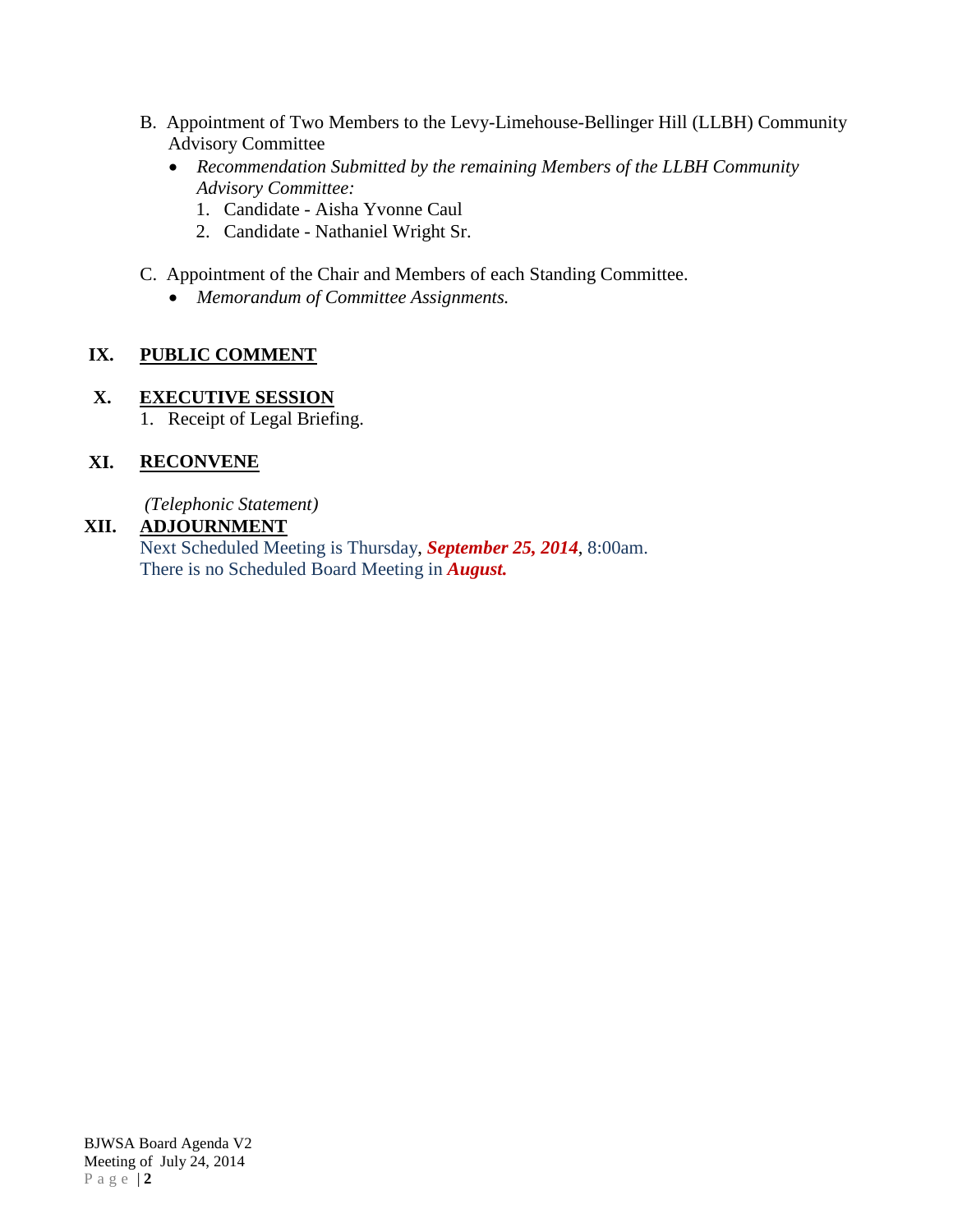B. Appointment of Two Members to the Levy-Limehouse-Bellinger Hill (LLBH) Community Advisory Committee

- *Recommendation Submitted by the remaining Members of the LLBH Community Advisory Committee:*
  1. Candidate - Aisha Yvonne Caul
  2. Candidate - Nathaniel Wright Sr.

C. Appointment of the Chair and Members of each Standing Committee.

- *Memorandum of Committee Assignments.*

## IX. PUBLIC COMMENT

## X. EXECUTIVE SESSION

1. Receipt of Legal Briefing.

## XI. RECONVENE

*(Telephonic Statement)*

## XII. ADJOURNMENT

Next Scheduled Meeting is Thursday, ***September 25, 2014***, 8:00am.
There is no Scheduled Board Meeting in ***August.***